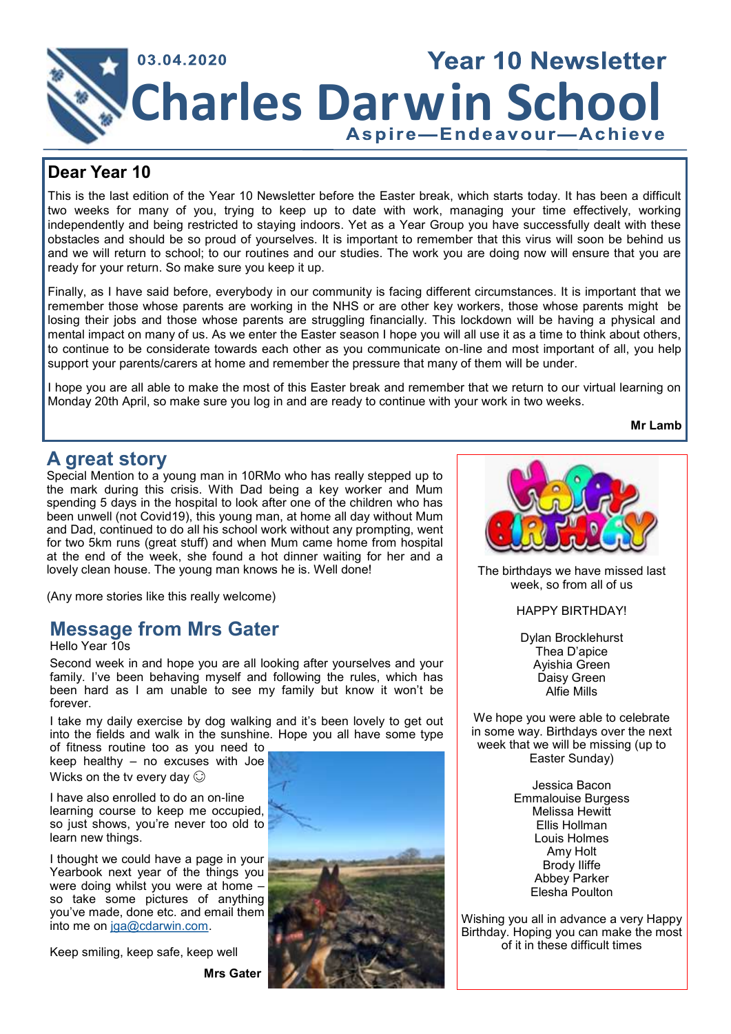03.04.2020

# Year 10 Newsletter

# Charles Darwin School

**Aspire—Endeavour—Achieve**

## Dear Year 10

This is the last edition of the Year 10 Newsletter before the Easter break, which starts today. It has been a difficult two weeks for many of you, trying to keep up to date with work, managing your time effectively, working independently and being restricted to staying indoors. Yet as a Year Group you have successfully dealt with these obstacles and should be so proud of yourselves. It is important to remember that this virus will soon be behind us and we will return to school; to our routines and our studies. The work you are doing now will ensure that you are ready for your return. So make sure you keep it up.

Finally, as I have said before, everybody in our community is facing different circumstances. It is important that we remember those whose parents are working in the NHS or are other key workers, those whose parents might be losing their jobs and those whose parents are struggling financially. This lockdown will be having a physical and mental impact on many of us. As we enter the Easter season I hope you will all use it as a time to think about others, to continue to be considerate towards each other as you communicate on-line and most important of all, you help support your parents/carers at home and remember the pressure that many of them will be under.

I hope you are all able to make the most of this Easter break and remember that we return to our virtual learning on Monday 20th April, so make sure you log in and are ready to continue with your work in two weeks.

**Mr Lamb**

## A great story

Special Mention to a young man in 10RMo who has really stepped up to the mark during this crisis. With Dad being a key worker and Mum spending 5 days in the hospital to look after one of the children who has been unwell (not Covid19), this young man, at home all day without Mum and Dad, continued to do all his school work without any prompting, went for two 5km runs (great stuff) and when Mum came home from hospital at the end of the week, she found a hot dinner waiting for her and a lovely clean house. The young man knows he is. Well done!

(Any more stories like this really welcome)

## Message from Mrs Gater

Hello Year 10s

Second week in and hope you are all looking after yourselves and your family. I've been behaving myself and following the rules, which has been hard as I am unable to see my family but know it won't be forever.

I take my daily exercise by dog walking and it's been lovely to get out into the fields and walk in the sunshine. Hope you all have some type of fitness routine too as you need to keep healthy – no excuses with Joe Wicks on the tv every day ☺

I have also enrolled to do an on-line learning course to keep me occupied, so just shows, you're never too old to learn new things.

I thought we could have a page in your Yearbook next year of the things you were doing whilst you were at home – so take some pictures of anything you've made, done etc. and email them into me on jga@cdarwin.com.

Keep smiling, keep safe, keep well

**Mrs Gater**

---

HAPPY BIRTHDAY

The birthdays we have missed last week, so from all of us

HAPPY BIRTHDAY!

Dylan Brocklehurst
Thea D'apice
Ayishia Green
Daisy Green
Alfie Mills

We hope you were able to celebrate in some way. Birthdays over the next week that we will be missing (up to Easter Sunday)

Jessica Bacon
Emmalouise Burgess
Melissa Hewitt
Ellis Hollman
Louis Holmes
Amy Holt
Brody Iliffe
Abbey Parker
Elesha Poulton

Wishing you all in advance a very Happy Birthday. Hoping you can make the most of it in these difficult times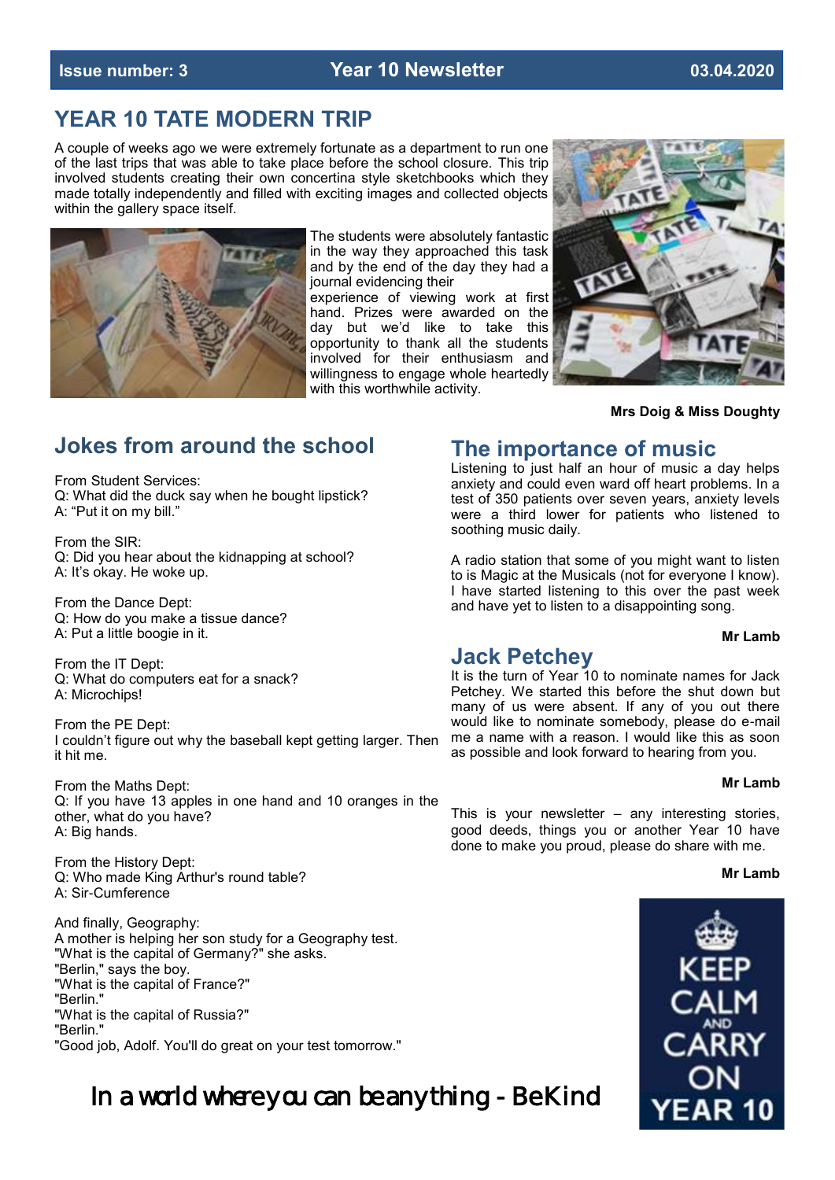Issue number: 3 | Year 10 Newsletter | 03.04.2020

## YEAR 10 TATE MODERN TRIP

A couple of weeks ago we were extremely fortunate as a department to run one of the last trips that was able to take place before the school closure. This trip involved students creating their own concertina style sketchbooks which they made totally independently and filled with exciting images and collected objects within the gallery space itself.

The students were absolutely fantastic in the way they approached this task and by the end of the day they had a journal evidencing their experience of viewing work at first hand. Prizes were awarded on the day but we'd like to take this opportunity to thank all the students involved for their enthusiasm and willingness to engage whole heartedly with this worthwhile activity.

**Mrs Doig & Miss Doughty**

## Jokes from around the school

From Student Services:
Q: What did the duck say when he bought lipstick?
A: "Put it on my bill."

From the SIR:
Q: Did you hear about the kidnapping at school?
A: It's okay. He woke up.

From the Dance Dept:
Q: How do you make a tissue dance?
A: Put a little boogie in it.

From the IT Dept:
Q: What do computers eat for a snack?
A: Microchips!

From the PE Dept:
I couldn't figure out why the baseball kept getting larger. Then it hit me.

From the Maths Dept:
Q: If you have 13 apples in one hand and 10 oranges in the other, what do you have?
A: Big hands.

From the History Dept:
Q: Who made King Arthur's round table?
A: Sir-Cumference

And finally, Geography:
A mother is helping her son study for a Geography test.
"What is the capital of Germany?" she asks.
"Berlin," says the boy.
"What is the capital of France?"
"Berlin."
"What is the capital of Russia?"
"Berlin."
"Good job, Adolf. You'll do great on your test tomorrow."

## The importance of music

Listening to just half an hour of music a day helps anxiety and could even ward off heart problems. In a test of 350 patients over seven years, anxiety levels were a third lower for patients who listened to soothing music daily.

A radio station that some of you might want to listen to is Magic at the Musicals (not for everyone I know). I have started listening to this over the past week and have yet to listen to a disappointing song.

**Mr Lamb**

## Jack Petchey

It is the turn of Year 10 to nominate names for Jack Petchey. We started this before the shut down but many of us were absent. If any of you out there would like to nominate somebody, please do e-mail me a name with a reason. I would like this as soon as possible and look forward to hearing from you.

**Mr Lamb**

This is your newsletter – any interesting stories, good deeds, things you or another Year 10 have done to make you proud, please do share with me.

**Mr Lamb**

KEEP CALM AND CARRY ON YEAR 10

In a world where you can be anything - Be Kind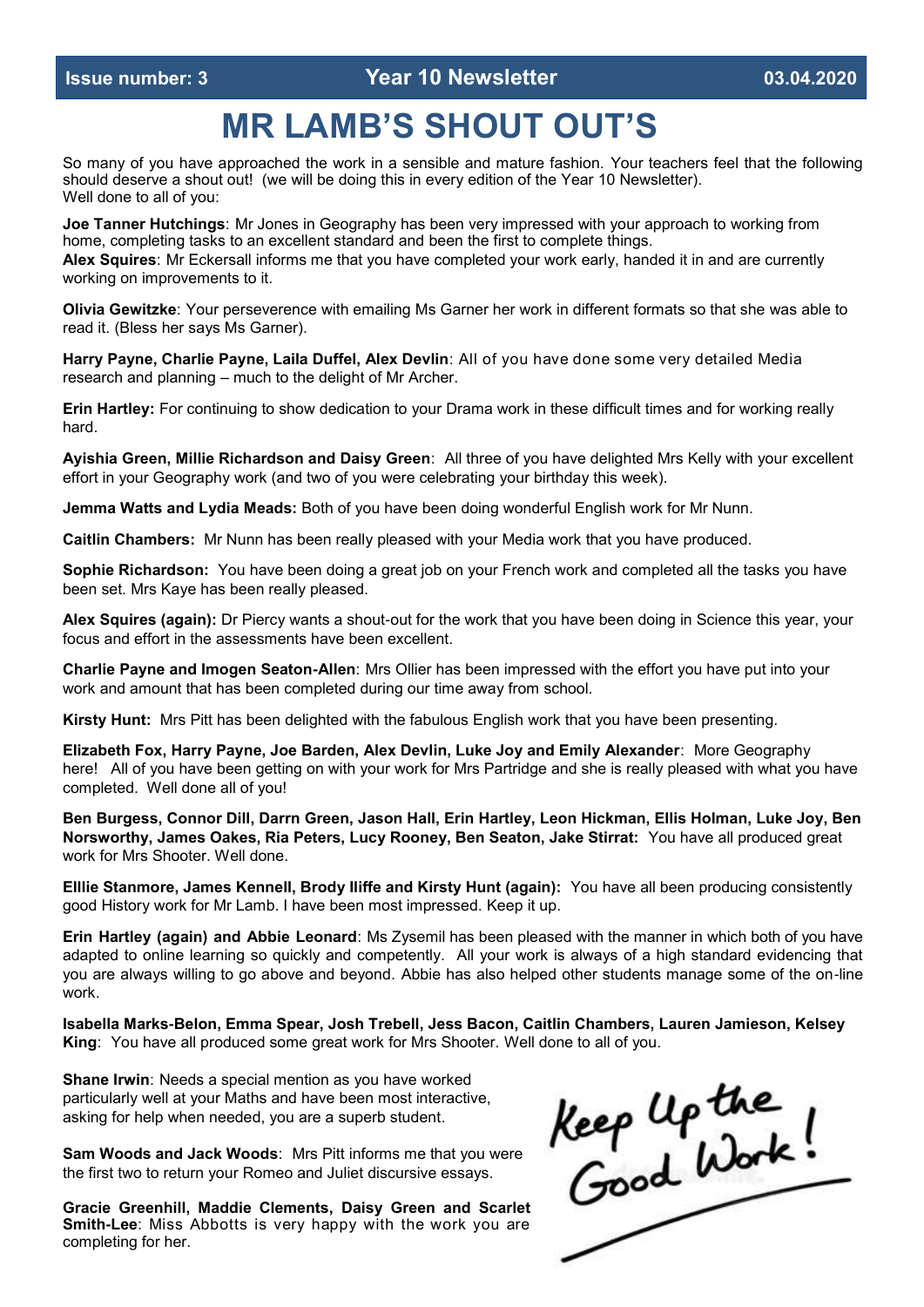Issue number: 3 | Year 10 Newsletter | 03.04.2020

# MR LAMB'S SHOUT OUT'S

So many of you have approached the work in a sensible and mature fashion. Your teachers feel that the following should deserve a shout out! (we will be doing this in every edition of the Year 10 Newsletter).
Well done to all of you:

**Joe Tanner Hutchings**: Mr Jones in Geography has been very impressed with your approach to working from home, completing tasks to an excellent standard and been the first to complete things.
**Alex Squires**: Mr Eckersall informs me that you have completed your work early, handed it in and are currently working on improvements to it.

**Olivia Gewitzke**: Your perseverence with emailing Ms Garner her work in different formats so that she was able to read it. (Bless her says Ms Garner).

**Harry Payne, Charlie Payne, Laila Duffel, Alex Devlin**: All of you have done some very detailed Media research and planning – much to the delight of Mr Archer.

**Erin Hartley:** For continuing to show dedication to your Drama work in these difficult times and for working really hard.

**Ayishia Green, Millie Richardson and Daisy Green**: All three of you have delighted Mrs Kelly with your excellent effort in your Geography work (and two of you were celebrating your birthday this week).

**Jemma Watts and Lydia Meads:** Both of you have been doing wonderful English work for Mr Nunn.

**Caitlin Chambers:** Mr Nunn has been really pleased with your Media work that you have produced.

**Sophie Richardson:** You have been doing a great job on your French work and completed all the tasks you have been set. Mrs Kaye has been really pleased.

**Alex Squires (again):** Dr Piercy wants a shout-out for the work that you have been doing in Science this year, your focus and effort in the assessments have been excellent.

**Charlie Payne and Imogen Seaton-Allen**: Mrs Ollier has been impressed with the effort you have put into your work and amount that has been completed during our time away from school.

**Kirsty Hunt:** Mrs Pitt has been delighted with the fabulous English work that you have been presenting.

**Elizabeth Fox, Harry Payne, Joe Barden, Alex Devlin, Luke Joy and Emily Alexander**: More Geography here! All of you have been getting on with your work for Mrs Partridge and she is really pleased with what you have completed. Well done all of you!

**Ben Burgess, Connor Dill, Darrn Green, Jason Hall, Erin Hartley, Leon Hickman, Ellis Holman, Luke Joy, Ben Norsworthy, James Oakes, Ria Peters, Lucy Rooney, Ben Seaton, Jake Stirrat:** You have all produced great work for Mrs Shooter. Well done.

**Elllie Stanmore, James Kennell, Brody Iliffe and Kirsty Hunt (again):** You have all been producing consistently good History work for Mr Lamb. I have been most impressed. Keep it up.

**Erin Hartley (again) and Abbie Leonard**: Ms Zysemil has been pleased with the manner in which both of you have adapted to online learning so quickly and competently. All your work is always of a high standard evidencing that you are always willing to go above and beyond. Abbie has also helped other students manage some of the on-line work.

**Isabella Marks-Belon, Emma Spear, Josh Trebell, Jess Bacon, Caitlin Chambers, Lauren Jamieson, Kelsey King**: You have all produced some great work for Mrs Shooter. Well done to all of you.

**Shane Irwin**: Needs a special mention as you have worked particularly well at your Maths and have been most interactive, asking for help when needed, you are a superb student.

**Sam Woods and Jack Woods**: Mrs Pitt informs me that you were the first two to return your Romeo and Juliet discursive essays.

**Gracie Greenhill, Maddie Clements, Daisy Green and Scarlet Smith-Lee**: Miss Abbotts is very happy with the work you are completing for her.

Keep Up the Good Work!